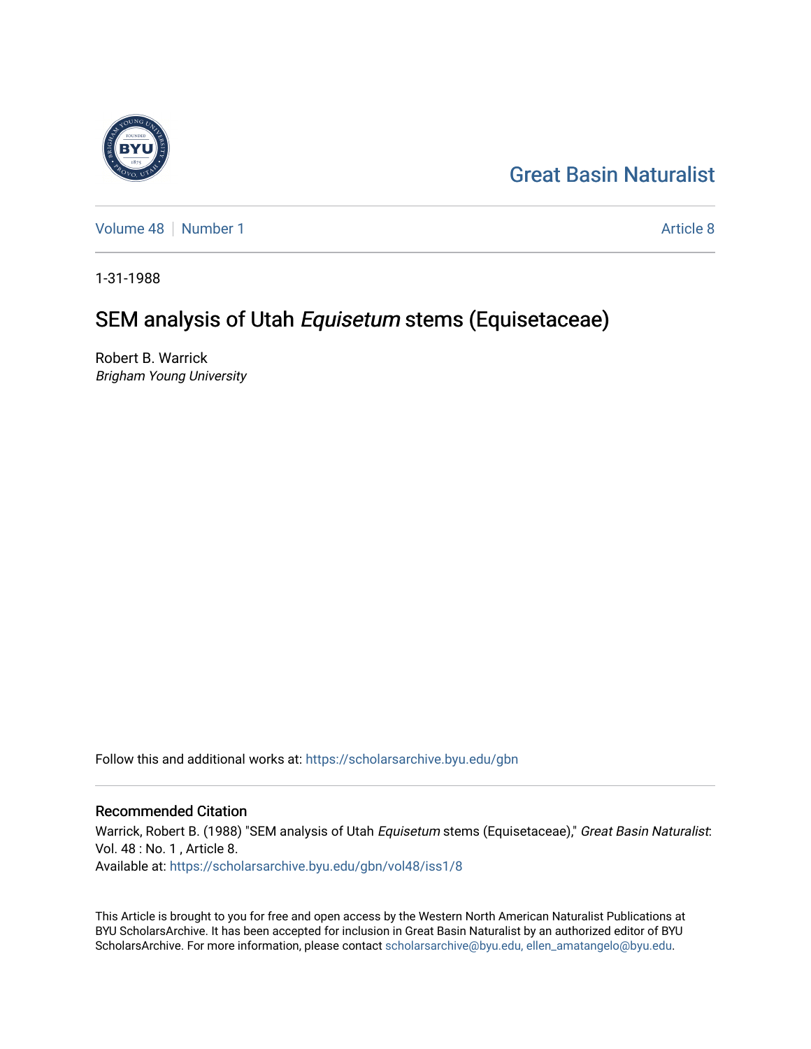Great Basin Naturalist

Volume 48 | Number 1

Article 8

1-31-1988

# SEM analysis of Utah *Equisetum* stems (Equisetaceae)

Robert B. Warrick
*Brigham Young University*

Follow this and additional works at: https://scholarsarchive.byu.edu/gbn

## Recommended Citation

Warrick, Robert B. (1988) "SEM analysis of Utah *Equisetum* stems (Equisetaceae)," *Great Basin Naturalist*: Vol. 48 : No. 1 , Article 8.
Available at: https://scholarsarchive.byu.edu/gbn/vol48/iss1/8

This Article is brought to you for free and open access by the Western North American Naturalist Publications at BYU ScholarsArchive. It has been accepted for inclusion in Great Basin Naturalist by an authorized editor of BYU ScholarsArchive. For more information, please contact scholarsarchive@byu.edu, ellen_amatangelo@byu.edu.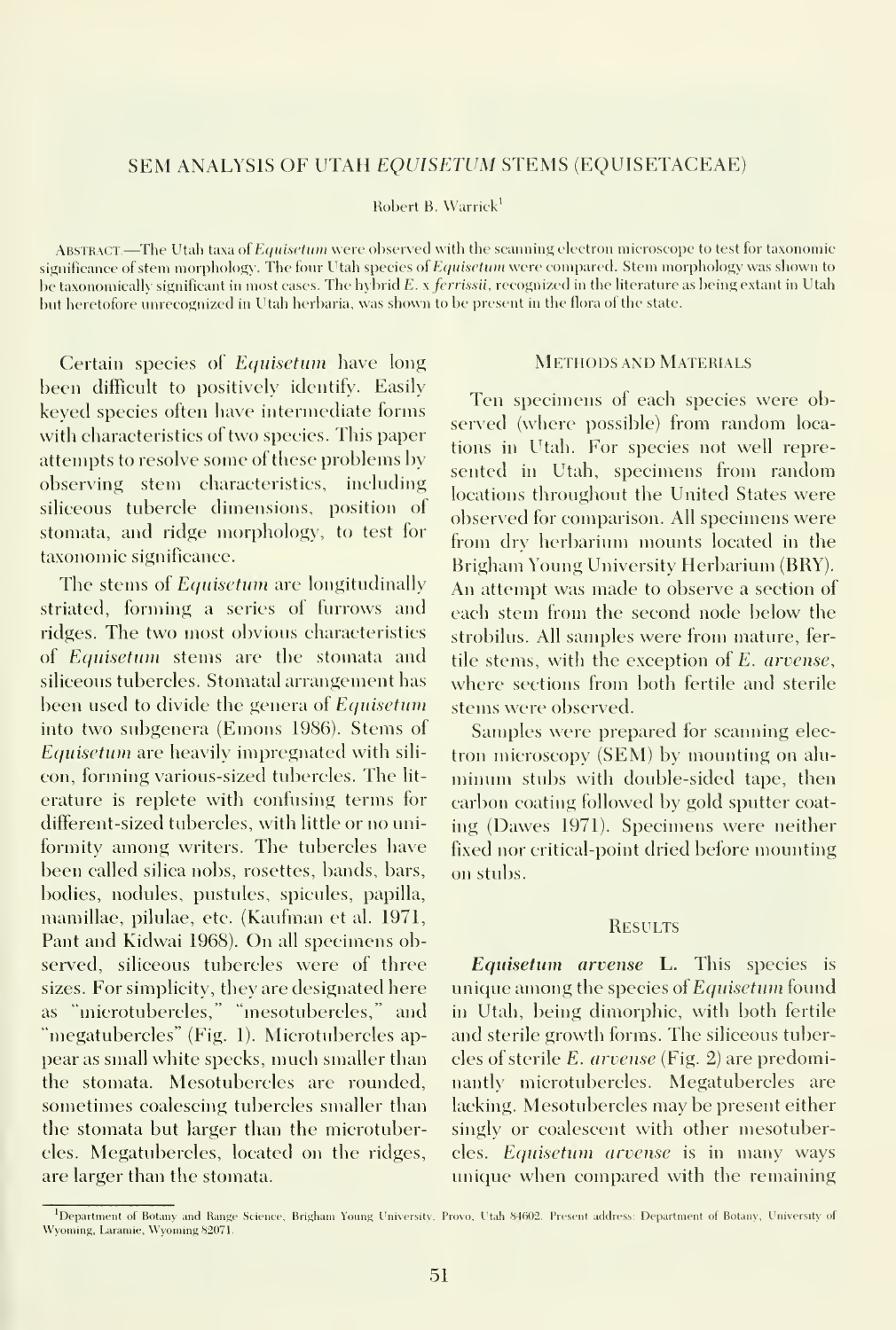## SEM ANALYSIS OF UTAH *EQUISETUM* STEMS (EQUISETACEAE)

Robert B. Warrick[1]

ABSTRACT.—The Utah taxa of *Equisetum* were observed with the scanning electron microscope to test for taxonomic significance of stem morphology. The four Utah species of *Equisetum* were compared. Stem morphology was shown to be taxonomically significant in most cases. The hybrid *E.* x *ferrissii*, recognized in the literature as being extant in Utah but heretofore unrecognized in Utah herbaria, was shown to be present in the flora of the state.

Certain species of *Equisetum* have long been difficult to positively identify. Easily keyed species often have intermediate forms with characteristics of two species. This paper attempts to resolve some of these problems by observing stem characteristics, including siliceous tubercle dimensions, position of stomata, and ridge morphology, to test for taxonomic significance.

The stems of *Equisetum* are longitudinally striated, forming a series of furrows and ridges. The two most obvious characteristics of *Equisetum* stems are the stomata and siliceous tubercles. Stomatal arrangement has been used to divide the genera of *Equisetum* into two subgenera (Emons 1986). Stems of *Equisetum* are heavily impregnated with silicon, forming various-sized tubercles. The literature is replete with confusing terms for different-sized tubercles, with little or no uniformity among writers. The tubercles have been called silica nobs, rosettes, bands, bars, bodies, nodules, pustules, spicules, papilla, mamillae, pilulae, etc. (Kaufman et al. 1971, Pant and Kidwai 1968). On all specimens observed, siliceous tubercles were of three sizes. For simplicity, they are designated here as "microtubercles," "mesotubercles," and "megatubercles" (Fig. 1). Microtubercles appear as small white specks, much smaller than the stomata. Mesotubercles are rounded, sometimes coalescing tubercles smaller than the stomata but larger than the microtubercles. Megatubercles, located on the ridges, are larger than the stomata.

### METHODS AND MATERIALS

Ten specimens of each species were observed (where possible) from random locations in Utah. For species not well represented in Utah, specimens from random locations throughout the United States were observed for comparison. All specimens were from dry herbarium mounts located in the Brigham Young University Herbarium (BRY). An attempt was made to observe a section of each stem from the second node below the strobilus. All samples were from mature, fertile stems, with the exception of *E. arvense*, where sections from both fertile and sterile stems were observed.

Samples were prepared for scanning electron microscopy (SEM) by mounting on aluminum stubs with double-sided tape, then carbon coating followed by gold sputter coating (Dawes 1971). Specimens were neither fixed nor critical-point dried before mounting on stubs.

### RESULTS

***Equisetum arvense*** **L.** This species is unique among the species of *Equisetum* found in Utah, being dimorphic, with both fertile and sterile growth forms. The siliceous tubercles of sterile *E. arvense* (Fig. 2) are predominantly microtubercles. Megatubercles are lacking. Mesotubercles may be present either singly or coalescent with other mesotubercles. *Equisetum arvense* is in many ways unique when compared with the remaining

[1]Department of Botany and Range Science, Brigham Young University, Provo, Utah 84602. Present address: Department of Botany, University of Wyoming, Laramie, Wyoming 82071.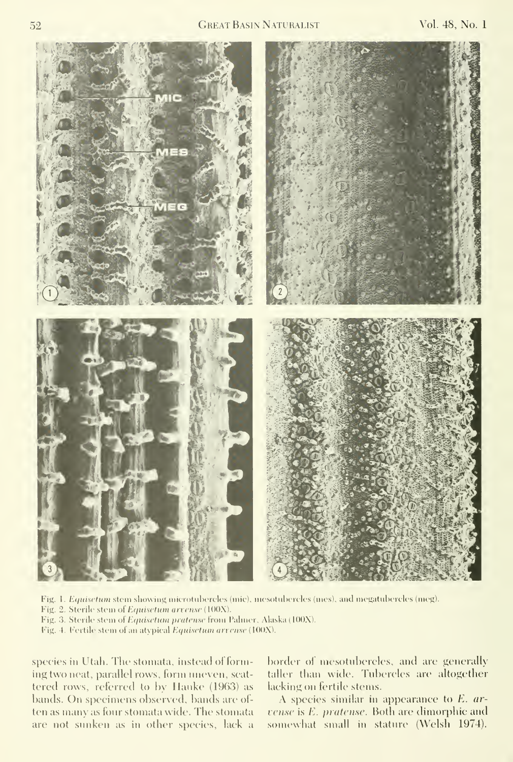Fig. 1. *Equisetum* stem showing microtubercles (mic), mesotubercles (mes), and megatubercles (meg).

Fig. 2. Sterile stem of *Equisetum arvense* (100X).

Fig. 3. Sterile stem of *Equisetum pratense* from Palmer, Alaska (100X).

Fig. 4. Fertile stem of an atypical *Equisetum arvense* (100X).

species in Utah. The stomata, instead of forming two neat, parallel rows, form uneven, scattered rows, referred to by Hauke (1963) as bands. On specimens observed, bands are often as many as four stomata wide. The stomata are not sunken as in other species, lack a border of mesotubercles, and are generally taller than wide. Tubercles are altogether lacking on fertile stems.

A species similar in appearance to *E. arvense* is *E. pratense*. Both are dimorphic and somewhat small in stature (Welsh 1974).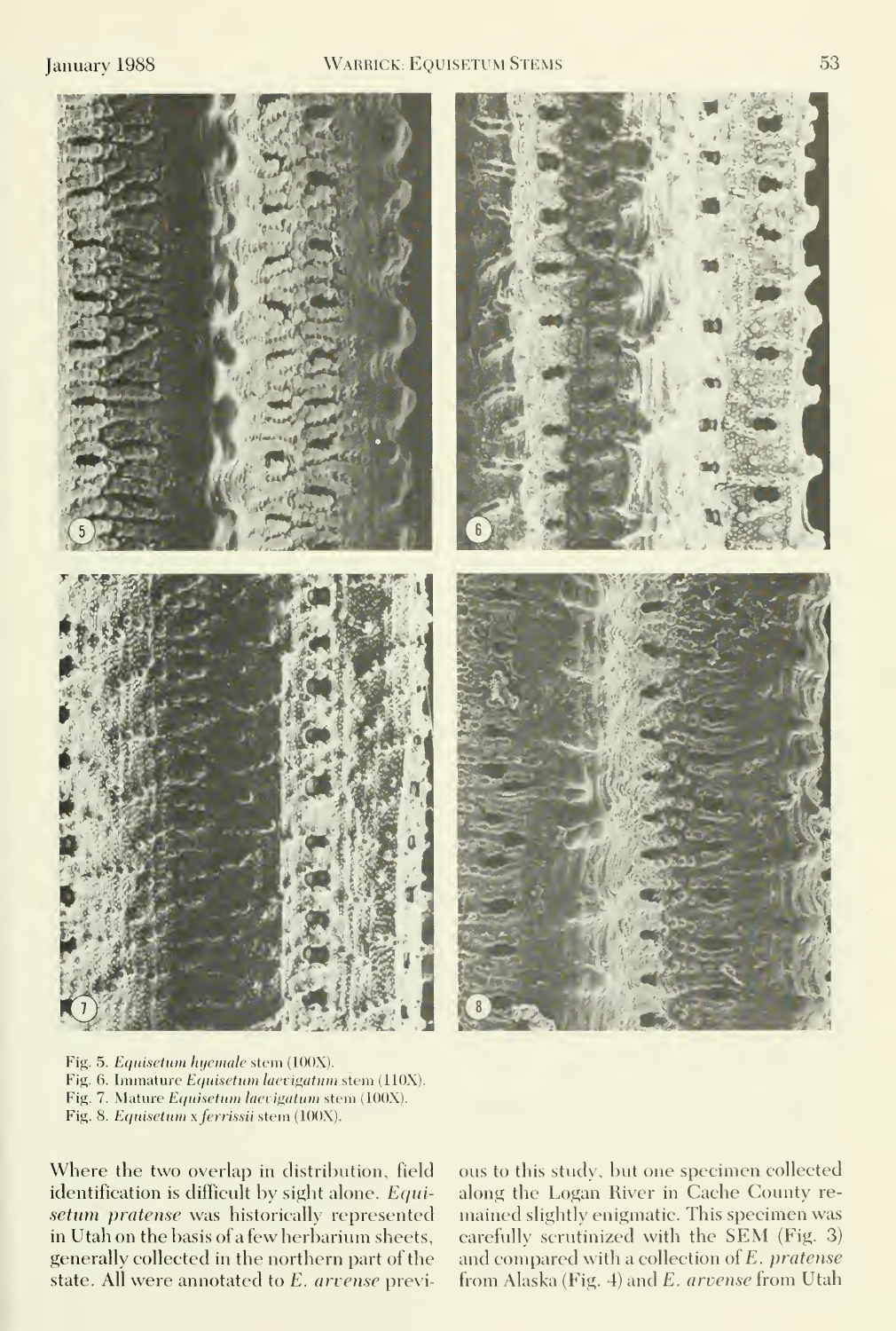Fig. 5. *Equisetum hyemale* stem (100X).
Fig. 6. Immature *Equisetum laevigatum* stem (110X).
Fig. 7. Mature *Equisetum laevigatum* stem (100X).
Fig. 8. *Equisetum* x *ferrissii* stem (100X).

Where the two overlap in distribution, field identification is difficult by sight alone. *Equisetum pratense* was historically represented in Utah on the basis of a few herbarium sheets, generally collected in the northern part of the state. All were annotated to *E. arvense* previous to this study, but one specimen collected along the Logan River in Cache County remained slightly enigmatic. This specimen was carefully scrutinized with the SEM (Fig. 3) and compared with a collection of *E. pratense* from Alaska (Fig. 4) and *E. arvense* from Utah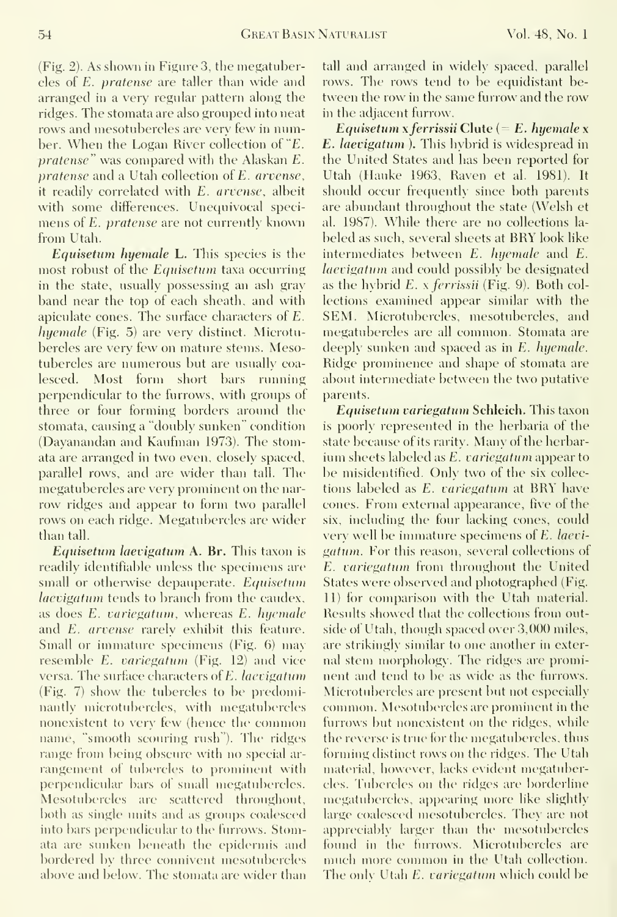(Fig. 2). As shown in Figure 3, the megatubercles of *E. pratense* are taller than wide and arranged in a very regular pattern along the ridges. The stomata are also grouped into neat rows and mesotubercles are very few in number. When the Logan River collection of "*E. pratense*" was compared with the Alaskan *E. pratense* and a Utah collection of *E. arvense*, it readily correlated with *E. arvense*, albeit with some differences. Unequivocal specimens of *E. pratense* are not currently known from Utah.

***Equisetum hyemale*** **L.** This species is the most robust of the *Equisetum* taxa occurring in the state, usually possessing an ash gray band near the top of each sheath, and with apiculate cones. The surface characters of *E. hyemale* (Fig. 5) are very distinct. Microtubercles are very few on mature stems. Mesotubercles are numerous but are usually coalesced. Most form short bars running perpendicular to the furrows, with groups of three or four forming borders around the stomata, causing a "doubly sunken" condition (Dayanandan and Kaufman 1973). The stomata are arranged in two even, closely spaced, parallel rows, and are wider than tall. The megatubercles are very prominent on the narrow ridges and appear to form two parallel rows on each ridge. Megatubercles are wider than tall.

***Equisetum laevigatum*** **A. Br.** This taxon is readily identifiable unless the specimens are small or otherwise depauperate. *Equisetum laevigatum* tends to branch from the caudex, as does *E. variegatum*, whereas *E. hyemale* and *E. arvense* rarely exhibit this feature. Small or immature specimens (Fig. 6) may resemble *E. variegatum* (Fig. 12) and vice versa. The surface characters of *E. laevigatum* (Fig. 7) show the tubercles to be predominantly microtubercles, with megatubercles nonexistent to very few (hence the common name, "smooth scouring rush"). The ridges range from being obscure with no special arrangement of tubercles to prominent with perpendicular bars of small megatubercles. Mesotubercles are scattered throughout, both as single units and as groups coalesced into bars perpendicular to the furrows. Stomata are sunken beneath the epidermis and bordered by three connivent mesotubercles above and below. The stomata are wider than tall and arranged in widely spaced, parallel rows. The rows tend to be equidistant between the row in the same furrow and the row in the adjacent furrow.

***Equisetum* x *ferrissii*** **Clute (=** ***E. hyemale*** **x** ***E. laevigatum*****).** This hybrid is widespread in the United States and has been reported for Utah (Hauke 1963, Raven et al. 1981). It should occur frequently since both parents are abundant throughout the state (Welsh et al. 1987). While there are no collections labeled as such, several sheets at BRY look like intermediates between *E. hyemale* and *E. laevigatum* and could possibly be designated as the hybrid *E.* x *ferrissii* (Fig. 9). Both collections examined appear similar with the SEM. Microtubercles, mesotubercles, and megatubercles are all common. Stomata are deeply sunken and spaced as in *E. hyemale*. Ridge prominence and shape of stomata are about intermediate between the two putative parents.

***Equisetum variegatum*** **Schleich.** This taxon is poorly represented in the herbaria of the state because of its rarity. Many of the herbarium sheets labeled as *E. variegatum* appear to be misidentified. Only two of the six collections labeled as *E. variegatum* at BRY have cones. From external appearance, five of the six, including the four lacking cones, could very well be immature specimens of *E. laevigatum*. For this reason, several collections of *E. variegatum* from throughout the United States were observed and photographed (Fig. 11) for comparison with the Utah material. Results showed that the collections from outside of Utah, though spaced over 3,000 miles, are strikingly similar to one another in external stem morphology. The ridges are prominent and tend to be as wide as the furrows. Microtubercles are present but not especially common. Mesotubercles are prominent in the furrows but nonexistent on the ridges, while the reverse is true for the megatubercles, thus forming distinct rows on the ridges. The Utah material, however, lacks evident megatubercles. Tubercles on the ridges are borderline megatubercles, appearing more like slightly large coalesced mesotubercles. They are not appreciably larger than the mesotubercles found in the furrows. Microtubercles are much more common in the Utah collection. The only Utah *E. variegatum* which could be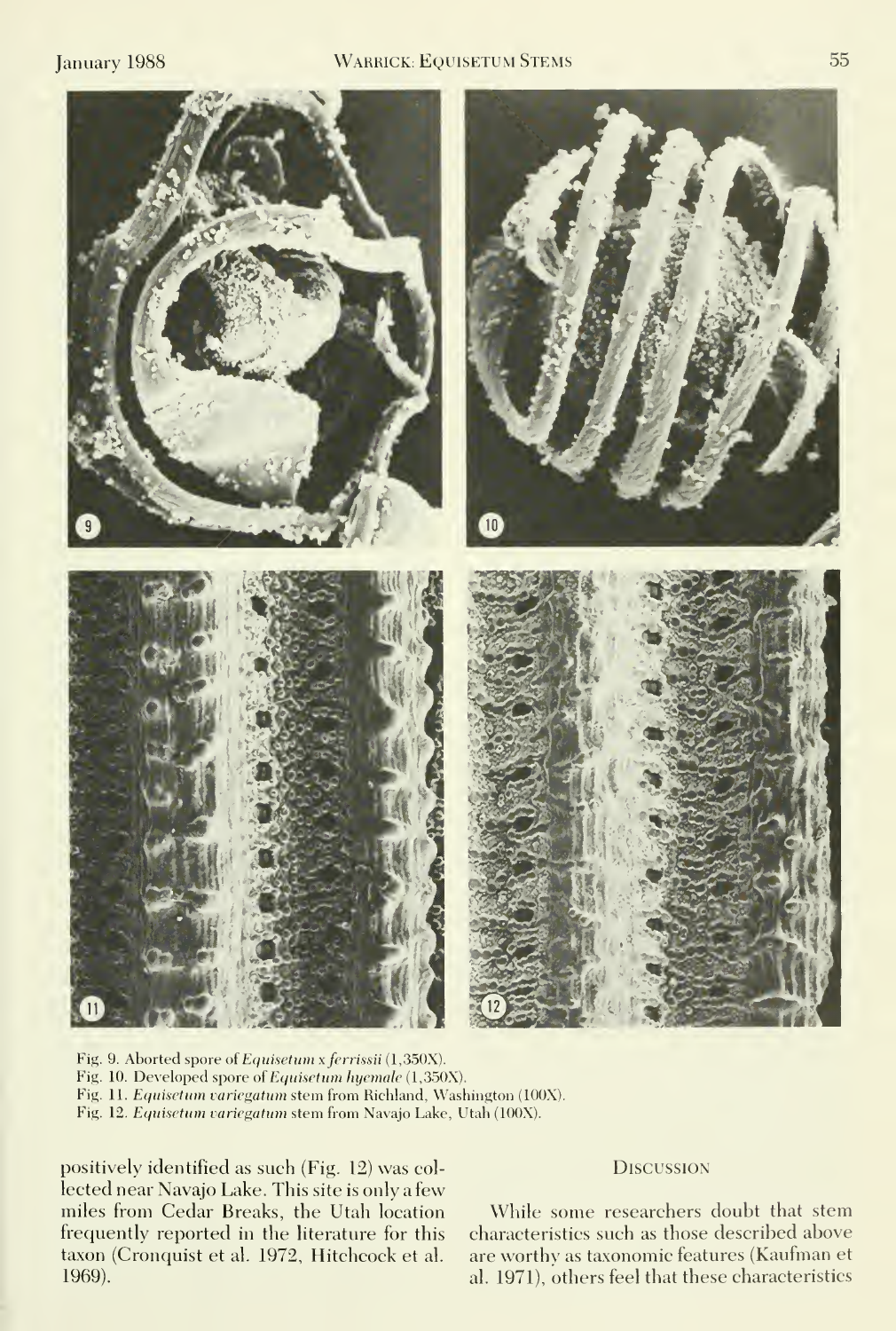Fig. 9. Aborted spore of *Equisetum x ferrissii* (1,350X).

Fig. 10. Developed spore of *Equisetum hyemale* (1,350X).

Fig. 11. *Equisetum variegatum* stem from Richland, Washington (100X).

Fig. 12. *Equisetum variegatum* stem from Navajo Lake, Utah (100X).

positively identified as such (Fig. 12) was collected near Navajo Lake. This site is only a few miles from Cedar Breaks, the Utah location frequently reported in the literature for this taxon (Cronquist et al. 1972, Hitchcock et al. 1969).

## Discussion

While some researchers doubt that stem characteristics such as those described above are worthy as taxonomic features (Kaufman et al. 1971), others feel that these characteristics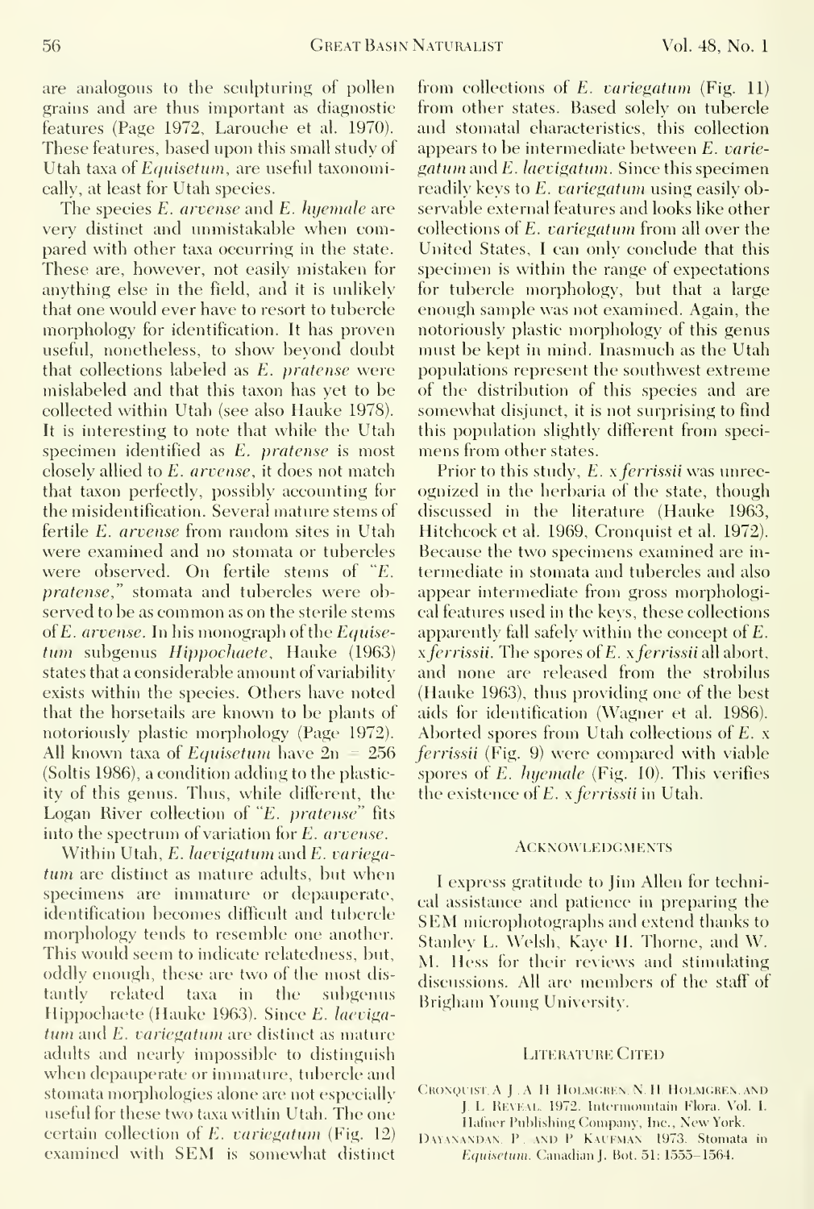are analogous to the sculpturing of pollen grains and are thus important as diagnostic features (Page 1972, Larouche et al. 1970). These features, based upon this small study of Utah taxa of *Equisetum*, are useful taxonomically, at least for Utah species.

The species *E. arvense* and *E. hyemale* are very distinct and unmistakable when compared with other taxa occurring in the state. These are, however, not easily mistaken for anything else in the field, and it is unlikely that one would ever have to resort to tubercle morphology for identification. It has proven useful, nonetheless, to show beyond doubt that collections labeled as *E. pratense* were mislabeled and that this taxon has yet to be collected within Utah (see also Hauke 1978). It is interesting to note that while the Utah specimen identified as *E. pratense* is most closely allied to *E. arvense*, it does not match that taxon perfectly, possibly accounting for the misidentification. Several mature stems of fertile *E. arvense* from random sites in Utah were examined and no stomata or tubercles were observed. On fertile stems of "*E. pratense*," stomata and tubercles were observed to be as common as on the sterile stems of *E. arvense*. In his monograph of the *Equisetum* subgenus *Hippochaete*, Hauke (1963) states that a considerable amount of variability exists within the species. Others have noted that the horsetails are known to be plants of notoriously plastic morphology (Page 1972). All known taxa of *Equisetum* have $2n = 256$ (Soltis 1986), a condition adding to the plasticity of this genus. Thus, while different, the Logan River collection of "*E. pratense*" fits into the spectrum of variation for *E. arvense*.

Within Utah, *E. laevigatum* and *E. variegatum* are distinct as mature adults, but when specimens are immature or depauperate, identification becomes difficult and tubercle morphology tends to resemble one another. This would seem to indicate relatedness, but, oddly enough, these are two of the most distantly related taxa in the subgenus Hippochaete (Hauke 1963). Since *E. laevigatum* and *E. variegatum* are distinct as mature adults and nearly impossible to distinguish when depauperate or immature, tubercle and stomata morphologies alone are not especially useful for these two taxa within Utah. The one certain collection of *E. variegatum* (Fig. 12) examined with SEM is somewhat distinct from collections of *E. variegatum* (Fig. 11) from other states. Based solely on tubercle and stomatal characteristics, this collection appears to be intermediate between *E. variegatum* and *E. laevigatum*. Since this specimen readily keys to *E. variegatum* using easily observable external features and looks like other collections of *E. variegatum* from all over the United States, I can only conclude that this specimen is within the range of expectations for tubercle morphology, but that a large enough sample was not examined. Again, the notoriously plastic morphology of this genus must be kept in mind. Inasmuch as the Utah populations represent the southwest extreme of the distribution of this species and are somewhat disjunct, it is not surprising to find this population slightly different from specimens from other states.

Prior to this study, *E. x ferrissii* was unrecognized in the herbaria of the state, though discussed in the literature (Hauke 1963, Hitchcock et al. 1969, Cronquist et al. 1972). Because the two specimens examined are intermediate in stomata and tubercles and also appear intermediate from gross morphological features used in the keys, these collections apparently fall safely within the concept of *E. x ferrissii*. The spores of *E. x ferrissii* all abort, and none are released from the strobilus (Hauke 1963), thus providing one of the best aids for identification (Wagner et al. 1986). Aborted spores from Utah collections of *E. x ferrissii* (Fig. 9) were compared with viable spores of *E. hyemale* (Fig. 10). This verifies the existence of *E. x ferrissii* in Utah.

## Acknowledgments

I express gratitude to Jim Allen for technical assistance and patience in preparing the SEM microphotographs and extend thanks to Stanley L. Welsh, Kaye H. Thorne, and W. M. Hess for their reviews and stimulating discussions. All are members of the staff of Brigham Young University.

## Literature Cited

Cronquist, A. J., A. H. Holmgren, N. H. Holmgren, and J. L. Reveal. 1972. Intermountain Flora. Vol. I. Hafner Publishing Company, Inc., New York.

Dayanandan, P., and P. Kaufman. 1973. Stomata in *Equisetum*. Canadian J. Bot. 51: 1555–1564.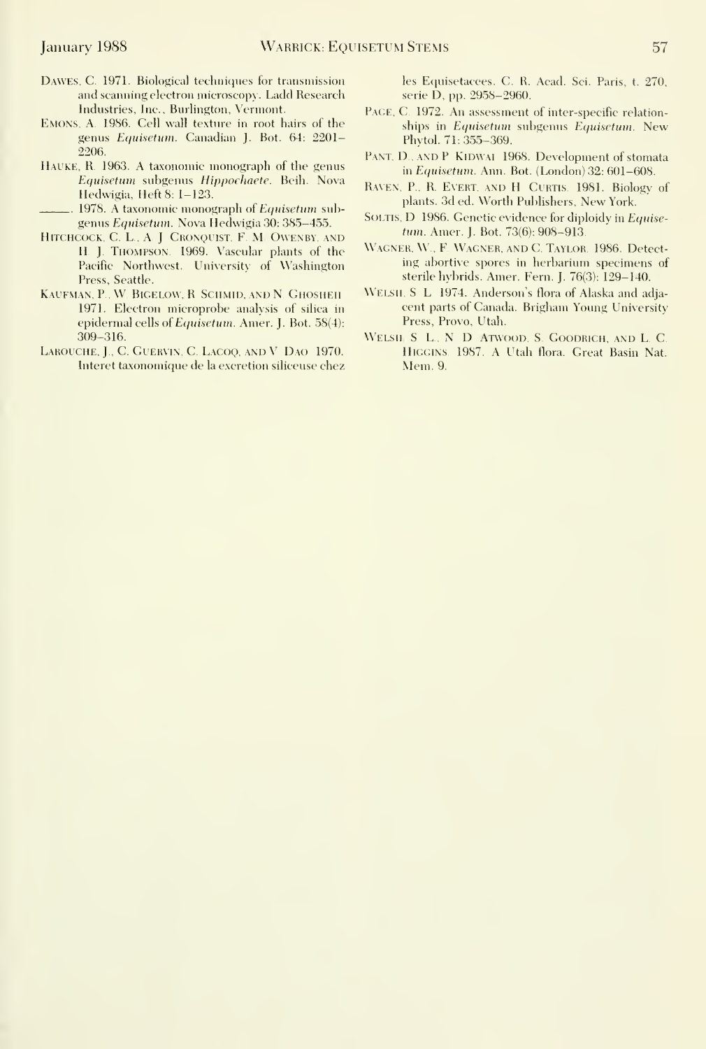Dawes, C. 1971. Biological techniques for transmission and scanning electron microscopy. Ladd Research Industries, Inc., Burlington, Vermont.

Emons, A. 1986. Cell wall texture in root hairs of the genus *Equisetum*. Canadian J. Bot. 64: 2201–2206.

Hauke, R. 1963. A taxonomic monograph of the genus *Equisetum* subgenus *Hippochaete*. Beih. Nova Hedwigia, Heft 8: 1–123.

\_\_\_\_\_. 1978. A taxonomic monograph of *Equisetum* subgenus *Equisetum*. Nova Hedwigia 30: 385–455.

Hitchcock, C. L., A. J. Cronquist, F. M. Owenby, and H. J. Thompson. 1969. Vascular plants of the Pacific Northwest. University of Washington Press, Seattle.

Kaufman, P., W. Bigelow, R. Schmid, and N. Ghosheh. 1971. Electron microprobe analysis of silica in epidermal cells of *Equisetum*. Amer. J. Bot. 58(4): 309–316.

Larouche, J., C. Guervin, C. Lacoq, and V. Dao. 1970. Interet taxonomique de la excretion siliceuse chez les Equisetacees. C. R. Acad. Sci. Paris, t. 270, serie D, pp. 2958–2960.

Page, C. 1972. An assessment of inter-specific relationships in *Equisetum* subgenus *Equisetum*. New Phytol. 71: 355–369.

Pant, D., and P. Kidwai. 1968. Development of stomata in *Equisetum*. Ann. Bot. (London) 32: 601–608.

Raven, P., R. Evert, and H. Curtis. 1981. Biology of plants. 3d ed. Worth Publishers, New York.

Soltis, D. 1986. Genetic evidence for diploidy in *Equisetum*. Amer. J. Bot. 73(6): 908–913.

Wagner, W., F. Wagner, and C. Taylor. 1986. Detecting abortive spores in herbarium specimens of sterile hybrids. Amer. Fern. J. 76(3): 129–140.

Welsh, S. L. 1974. Anderson's flora of Alaska and adjacent parts of Canada. Brigham Young University Press, Provo, Utah.

Welsh, S. L., N. D. Atwood, S. Goodrich, and L. C. Higgins. 1987. A Utah flora. Great Basin Nat. Mem. 9.